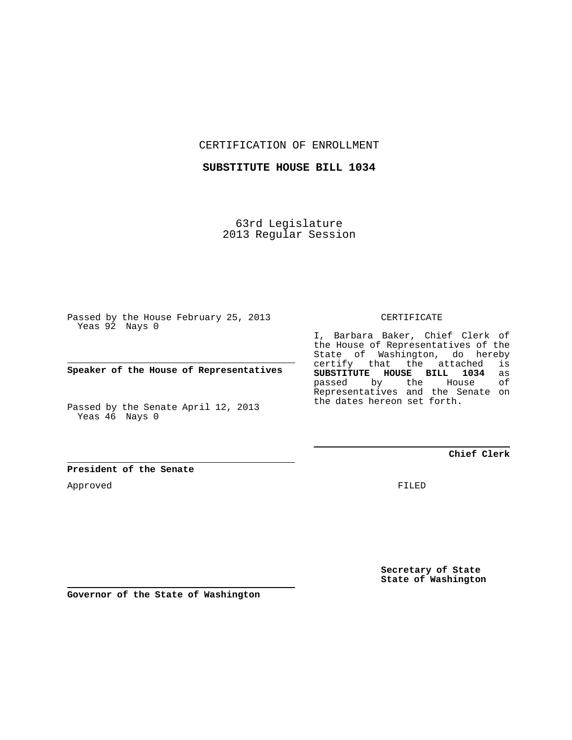CERTIFICATION OF ENROLLMENT

**SUBSTITUTE HOUSE BILL 1034**

63rd Legislature
2013 Regular Session

Passed by the House February 25, 2013
Yeas 92 Nays 0

**Speaker of the House of Representatives**

Passed by the Senate April 12, 2013
Yeas 46 Nays 0

**President of the Senate**

Approved

**Governor of the State of Washington**

CERTIFICATE

I, Barbara Baker, Chief Clerk of the House of Representatives of the State of Washington, do hereby certify that the attached is **SUBSTITUTE HOUSE BILL 1034** as passed by the House of Representatives and the Senate on the dates hereon set forth.

**Chief Clerk**

FILED

**Secretary of State**
**State of Washington**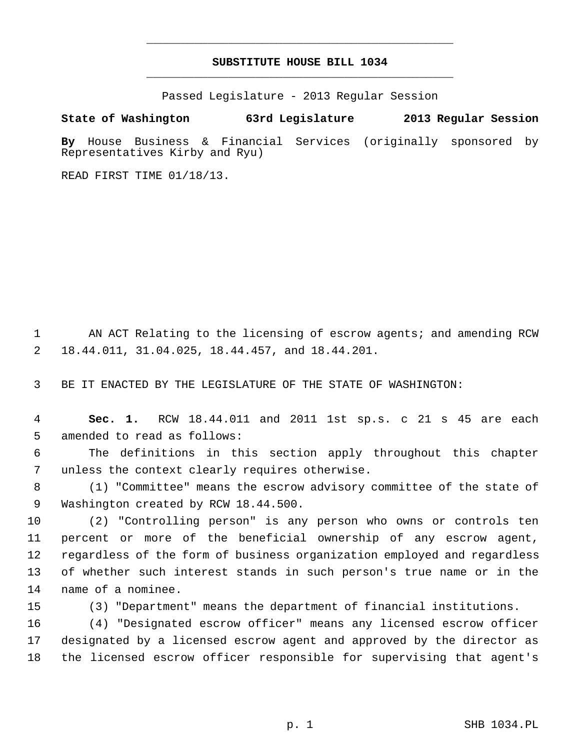# SUBSTITUTE HOUSE BILL 1034

Passed Legislature - 2013 Regular Session

**State of Washington 63rd Legislature 2013 Regular Session**

**By** House Business & Financial Services (originally sponsored by Representatives Kirby and Ryu)

READ FIRST TIME 01/18/13.

AN ACT Relating to the licensing of escrow agents; and amending RCW 18.44.011, 31.04.025, 18.44.457, and 18.44.201.

BE IT ENACTED BY THE LEGISLATURE OF THE STATE OF WASHINGTON:

**Sec. 1.** RCW 18.44.011 and 2011 1st sp.s. c 21 s 45 are each amended to read as follows:

The definitions in this section apply throughout this chapter unless the context clearly requires otherwise.

(1) "Committee" means the escrow advisory committee of the state of Washington created by RCW 18.44.500.

(2) "Controlling person" is any person who owns or controls ten percent or more of the beneficial ownership of any escrow agent, regardless of the form of business organization employed and regardless of whether such interest stands in such person's true name or in the name of a nominee.

(3) "Department" means the department of financial institutions.

(4) "Designated escrow officer" means any licensed escrow officer designated by a licensed escrow agent and approved by the director as the licensed escrow officer responsible for supervising that agent's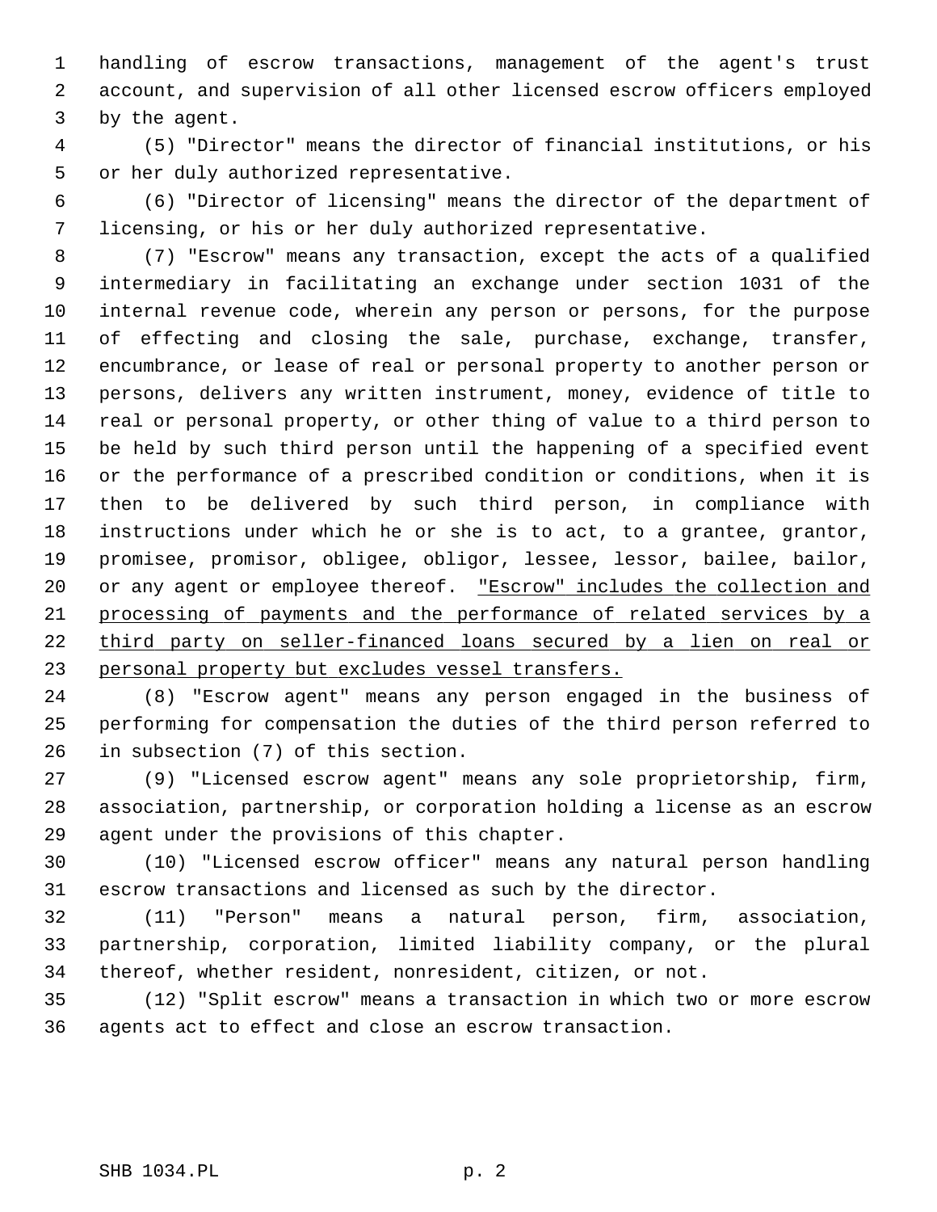handling of escrow transactions, management of the agent's trust account, and supervision of all other licensed escrow officers employed by the agent.

(5) "Director" means the director of financial institutions, or his or her duly authorized representative.

(6) "Director of licensing" means the director of the department of licensing, or his or her duly authorized representative.

(7) "Escrow" means any transaction, except the acts of a qualified intermediary in facilitating an exchange under section 1031 of the internal revenue code, wherein any person or persons, for the purpose of effecting and closing the sale, purchase, exchange, transfer, encumbrance, or lease of real or personal property to another person or persons, delivers any written instrument, money, evidence of title to real or personal property, or other thing of value to a third person to be held by such third person until the happening of a specified event or the performance of a prescribed condition or conditions, when it is then to be delivered by such third person, in compliance with instructions under which he or she is to act, to a grantee, grantor, promisee, promisor, obligee, obligor, lessee, lessor, bailee, bailor, or any agent or employee thereof. <u>"Escrow" includes the collection and processing of payments and the performance of related services by a third party on seller-financed loans secured by a lien on real or personal property but excludes vessel transfers.</u>

(8) "Escrow agent" means any person engaged in the business of performing for compensation the duties of the third person referred to in subsection (7) of this section.

(9) "Licensed escrow agent" means any sole proprietorship, firm, association, partnership, or corporation holding a license as an escrow agent under the provisions of this chapter.

(10) "Licensed escrow officer" means any natural person handling escrow transactions and licensed as such by the director.

(11) "Person" means a natural person, firm, association, partnership, corporation, limited liability company, or the plural thereof, whether resident, nonresident, citizen, or not.

(12) "Split escrow" means a transaction in which two or more escrow agents act to effect and close an escrow transaction.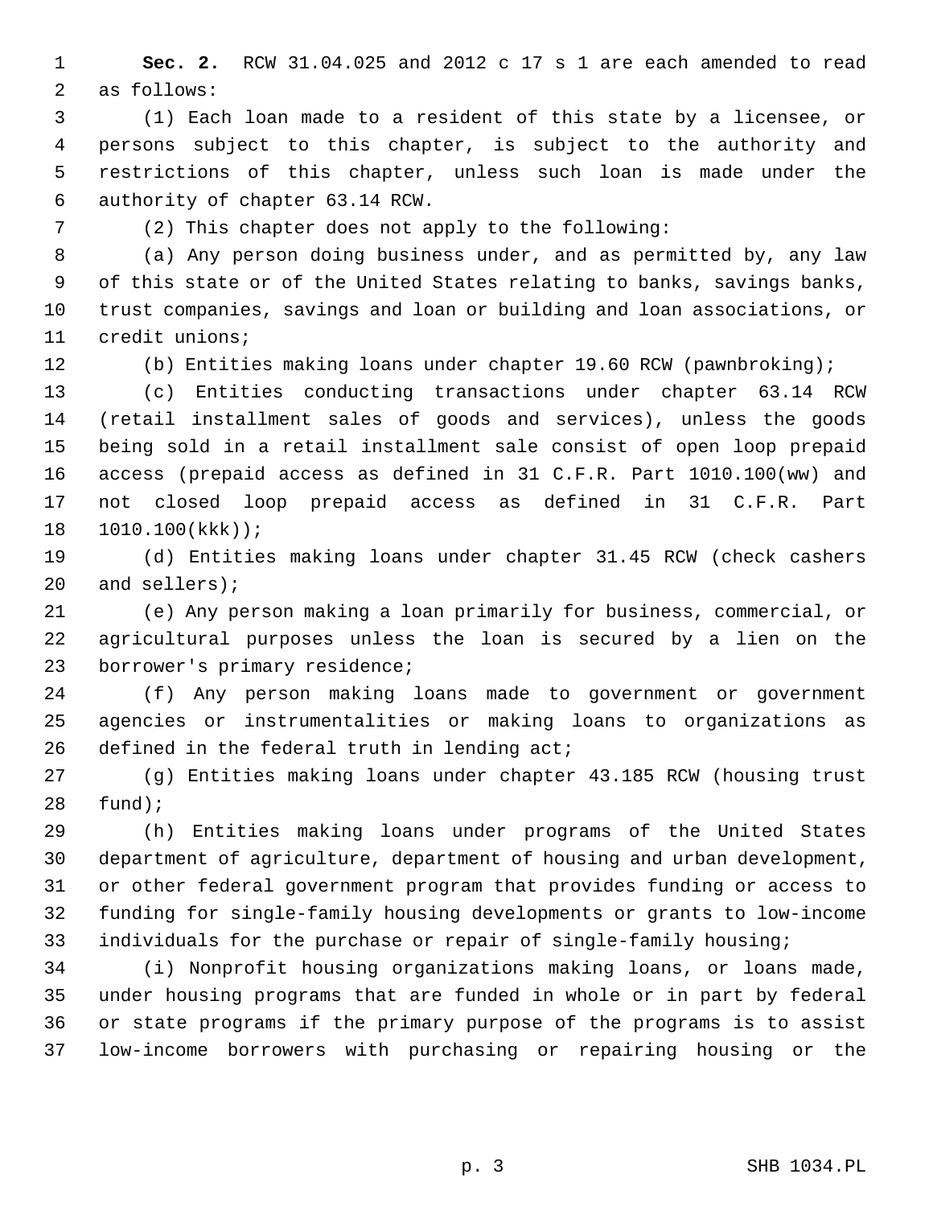**Sec. 2.** RCW 31.04.025 and 2012 c 17 s 1 are each amended to read as follows:

(1) Each loan made to a resident of this state by a licensee, or persons subject to this chapter, is subject to the authority and restrictions of this chapter, unless such loan is made under the authority of chapter 63.14 RCW.

(2) This chapter does not apply to the following:

(a) Any person doing business under, and as permitted by, any law of this state or of the United States relating to banks, savings banks, trust companies, savings and loan or building and loan associations, or credit unions;

(b) Entities making loans under chapter 19.60 RCW (pawnbroking);

(c) Entities conducting transactions under chapter 63.14 RCW (retail installment sales of goods and services), unless the goods being sold in a retail installment sale consist of open loop prepaid access (prepaid access as defined in 31 C.F.R. Part 1010.100(ww) and not closed loop prepaid access as defined in 31 C.F.R. Part 1010.100(kkk));

(d) Entities making loans under chapter 31.45 RCW (check cashers and sellers);

(e) Any person making a loan primarily for business, commercial, or agricultural purposes unless the loan is secured by a lien on the borrower's primary residence;

(f) Any person making loans made to government or government agencies or instrumentalities or making loans to organizations as defined in the federal truth in lending act;

(g) Entities making loans under chapter 43.185 RCW (housing trust fund);

(h) Entities making loans under programs of the United States department of agriculture, department of housing and urban development, or other federal government program that provides funding or access to funding for single-family housing developments or grants to low-income individuals for the purchase or repair of single-family housing;

(i) Nonprofit housing organizations making loans, or loans made, under housing programs that are funded in whole or in part by federal or state programs if the primary purpose of the programs is to assist low-income borrowers with purchasing or repairing housing or the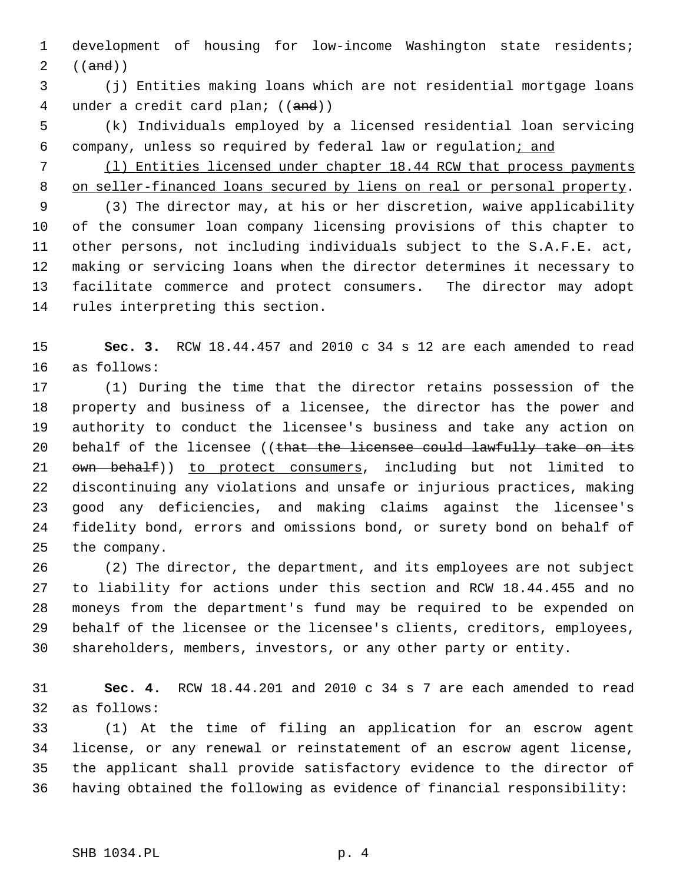development of housing for low-income Washington state residents; ((~~and~~))

(j) Entities making loans which are not residential mortgage loans under a credit card plan; ((~~and~~))

(k) Individuals employed by a licensed residential loan servicing company, unless so required by federal law or regulation<u>; and</u>

<u>(l) Entities licensed under chapter 18.44 RCW that process payments on seller-financed loans secured by liens on real or personal property</u>.

(3) The director may, at his or her discretion, waive applicability of the consumer loan company licensing provisions of this chapter to other persons, not including individuals subject to the S.A.F.E. act, making or servicing loans when the director determines it necessary to facilitate commerce and protect consumers. The director may adopt rules interpreting this section.

**Sec. 3.** RCW 18.44.457 and 2010 c 34 s 12 are each amended to read as follows:

(1) During the time that the director retains possession of the property and business of a licensee, the director has the power and authority to conduct the licensee's business and take any action on behalf of the licensee ((~~that the licensee could lawfully take on its own behalf~~)) <u>to protect consumers</u>, including but not limited to discontinuing any violations and unsafe or injurious practices, making good any deficiencies, and making claims against the licensee's fidelity bond, errors and omissions bond, or surety bond on behalf of the company.

(2) The director, the department, and its employees are not subject to liability for actions under this section and RCW 18.44.455 and no moneys from the department's fund may be required to be expended on behalf of the licensee or the licensee's clients, creditors, employees, shareholders, members, investors, or any other party or entity.

**Sec. 4.** RCW 18.44.201 and 2010 c 34 s 7 are each amended to read as follows:

(1) At the time of filing an application for an escrow agent license, or any renewal or reinstatement of an escrow agent license, the applicant shall provide satisfactory evidence to the director of having obtained the following as evidence of financial responsibility: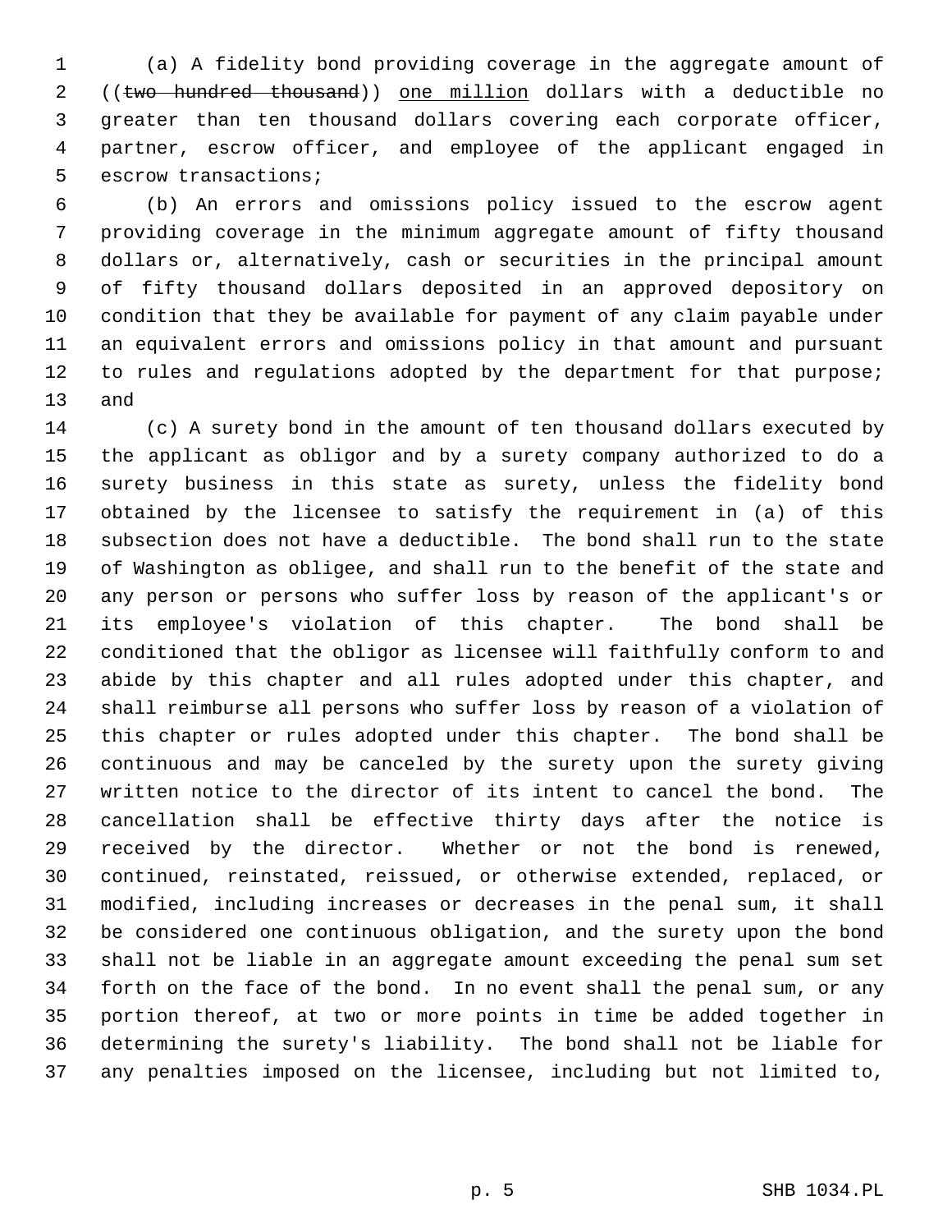(a) A fidelity bond providing coverage in the aggregate amount of ((~~two hundred thousand~~)) <u>one million</u> dollars with a deductible no greater than ten thousand dollars covering each corporate officer, partner, escrow officer, and employee of the applicant engaged in escrow transactions;

(b) An errors and omissions policy issued to the escrow agent providing coverage in the minimum aggregate amount of fifty thousand dollars or, alternatively, cash or securities in the principal amount of fifty thousand dollars deposited in an approved depository on condition that they be available for payment of any claim payable under an equivalent errors and omissions policy in that amount and pursuant to rules and regulations adopted by the department for that purpose; and

(c) A surety bond in the amount of ten thousand dollars executed by the applicant as obligor and by a surety company authorized to do a surety business in this state as surety, unless the fidelity bond obtained by the licensee to satisfy the requirement in (a) of this subsection does not have a deductible. The bond shall run to the state of Washington as obligee, and shall run to the benefit of the state and any person or persons who suffer loss by reason of the applicant's or its employee's violation of this chapter. The bond shall be conditioned that the obligor as licensee will faithfully conform to and abide by this chapter and all rules adopted under this chapter, and shall reimburse all persons who suffer loss by reason of a violation of this chapter or rules adopted under this chapter. The bond shall be continuous and may be canceled by the surety upon the surety giving written notice to the director of its intent to cancel the bond. The cancellation shall be effective thirty days after the notice is received by the director. Whether or not the bond is renewed, continued, reinstated, reissued, or otherwise extended, replaced, or modified, including increases or decreases in the penal sum, it shall be considered one continuous obligation, and the surety upon the bond shall not be liable in an aggregate amount exceeding the penal sum set forth on the face of the bond. In no event shall the penal sum, or any portion thereof, at two or more points in time be added together in determining the surety's liability. The bond shall not be liable for any penalties imposed on the licensee, including but not limited to,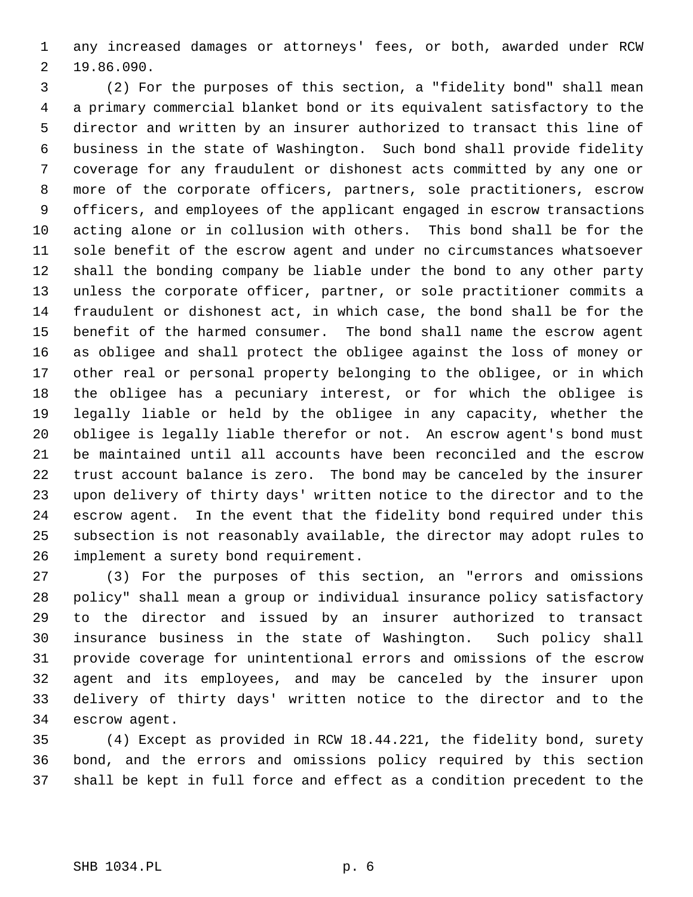any increased damages or attorneys' fees, or both, awarded under RCW 19.86.090.

(2) For the purposes of this section, a "fidelity bond" shall mean a primary commercial blanket bond or its equivalent satisfactory to the director and written by an insurer authorized to transact this line of business in the state of Washington. Such bond shall provide fidelity coverage for any fraudulent or dishonest acts committed by any one or more of the corporate officers, partners, sole practitioners, escrow officers, and employees of the applicant engaged in escrow transactions acting alone or in collusion with others. This bond shall be for the sole benefit of the escrow agent and under no circumstances whatsoever shall the bonding company be liable under the bond to any other party unless the corporate officer, partner, or sole practitioner commits a fraudulent or dishonest act, in which case, the bond shall be for the benefit of the harmed consumer. The bond shall name the escrow agent as obligee and shall protect the obligee against the loss of money or other real or personal property belonging to the obligee, or in which the obligee has a pecuniary interest, or for which the obligee is legally liable or held by the obligee in any capacity, whether the obligee is legally liable therefor or not. An escrow agent's bond must be maintained until all accounts have been reconciled and the escrow trust account balance is zero. The bond may be canceled by the insurer upon delivery of thirty days' written notice to the director and to the escrow agent. In the event that the fidelity bond required under this subsection is not reasonably available, the director may adopt rules to implement a surety bond requirement.

(3) For the purposes of this section, an "errors and omissions policy" shall mean a group or individual insurance policy satisfactory to the director and issued by an insurer authorized to transact insurance business in the state of Washington. Such policy shall provide coverage for unintentional errors and omissions of the escrow agent and its employees, and may be canceled by the insurer upon delivery of thirty days' written notice to the director and to the escrow agent.

(4) Except as provided in RCW 18.44.221, the fidelity bond, surety bond, and the errors and omissions policy required by this section shall be kept in full force and effect as a condition precedent to the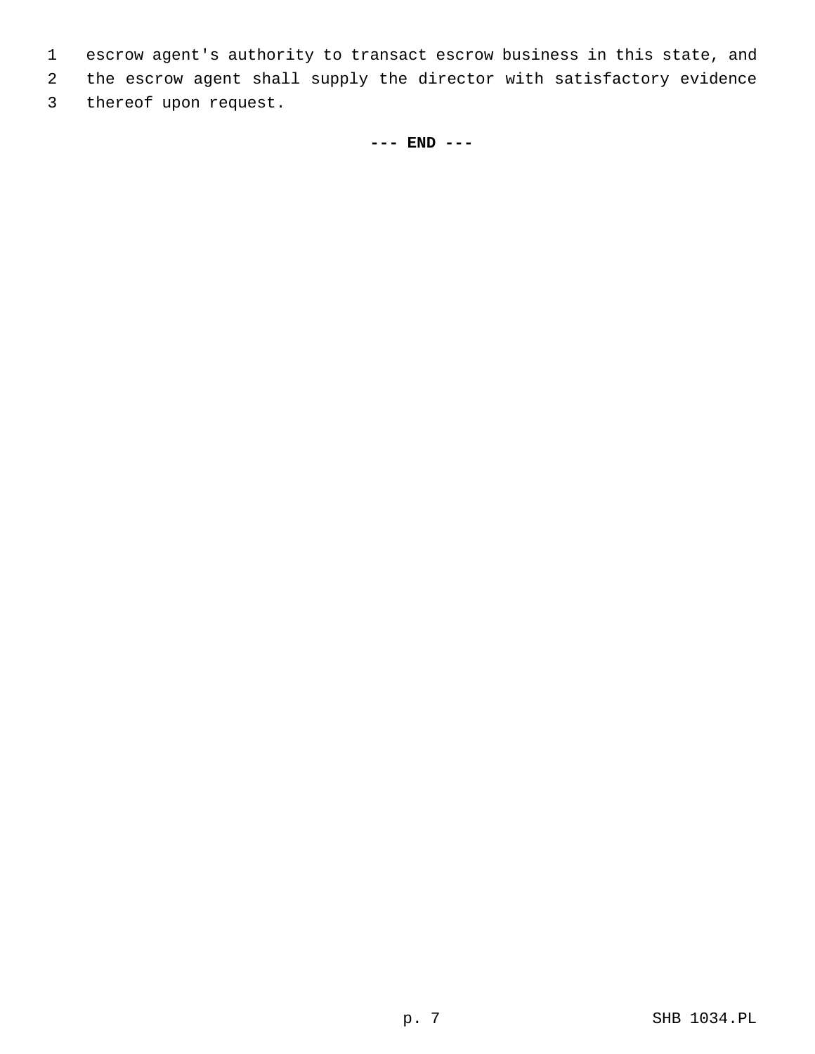escrow agent's authority to transact escrow business in this state, and the escrow agent shall supply the director with satisfactory evidence thereof upon request.

**--- END ---**